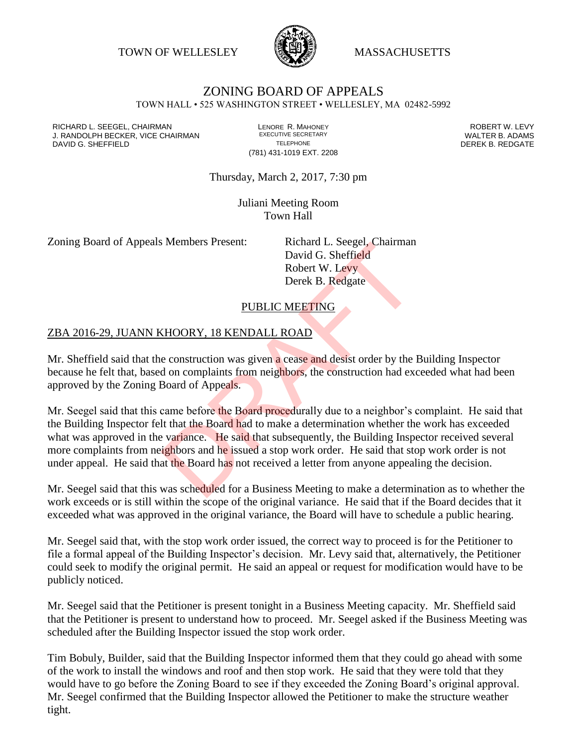TOWN OF WELLESLEY MASSACHUSETTS

# ZONING BOARD OF APPEALS

TOWN HALL • 525 WASHINGTON STREET • WELLESLEY, MA 02482-5992

RICHARD L. SEEGEL, CHAIRMAN
J. RANDOLPH BECKER, VICE CHAIRMAN
DAVID G. SHEFFIELD

LENORE R. MAHONEY
EXECUTIVE SECRETARY
TELEPHONE
(781) 431-1019 EXT. 2208

ROBERT W. LEVY
WALTER B. ADAMS
DEREK B. REDGATE

Thursday, March 2, 2017, 7:30 pm

Juliani Meeting Room
Town Hall

Zoning Board of Appeals Members Present: Richard L. Seegel, Chairman
David G. Sheffield
Robert W. Levy
Derek B. Redgate

PUBLIC MEETING

ZBA 2016-29, JUANN KHOORY, 18 KENDALL ROAD

Mr. Sheffield said that the construction was given a cease and desist order by the Building Inspector because he felt that, based on complaints from neighbors, the construction had exceeded what had been approved by the Zoning Board of Appeals.

Mr. Seegel said that this came before the Board procedurally due to a neighbor's complaint. He said that the Building Inspector felt that the Board had to make a determination whether the work has exceeded what was approved in the variance. He said that subsequently, the Building Inspector received several more complaints from neighbors and he issued a stop work order. He said that stop work order is not under appeal. He said that the Board has not received a letter from anyone appealing the decision.

Mr. Seegel said that this was scheduled for a Business Meeting to make a determination as to whether the work exceeds or is still within the scope of the original variance. He said that if the Board decides that it exceeded what was approved in the original variance, the Board will have to schedule a public hearing.

Mr. Seegel said that, with the stop work order issued, the correct way to proceed is for the Petitioner to file a formal appeal of the Building Inspector's decision. Mr. Levy said that, alternatively, the Petitioner could seek to modify the original permit. He said an appeal or request for modification would have to be publicly noticed.

Mr. Seegel said that the Petitioner is present tonight in a Business Meeting capacity. Mr. Sheffield said that the Petitioner is present to understand how to proceed. Mr. Seegel asked if the Business Meeting was scheduled after the Building Inspector issued the stop work order.

Tim Bobuly, Builder, said that the Building Inspector informed them that they could go ahead with some of the work to install the windows and roof and then stop work. He said that they were told that they would have to go before the Zoning Board to see if they exceeded the Zoning Board's original approval. Mr. Seegel confirmed that the Building Inspector allowed the Petitioner to make the structure weather tight.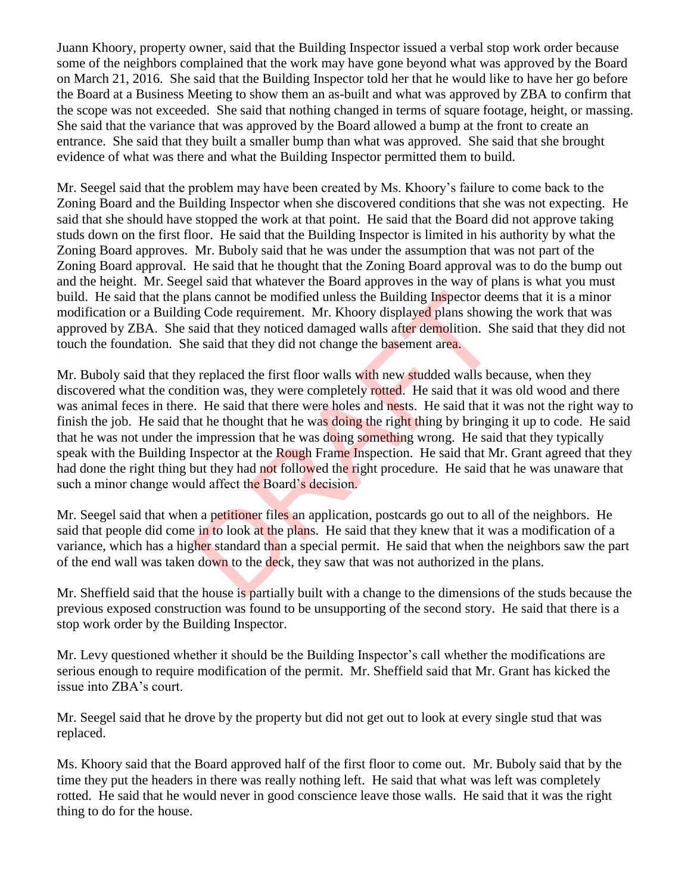Juann Khoory, property owner, said that the Building Inspector issued a verbal stop work order because some of the neighbors complained that the work may have gone beyond what was approved by the Board on March 21, 2016. She said that the Building Inspector told her that he would like to have her go before the Board at a Business Meeting to show them an as-built and what was approved by ZBA to confirm that the scope was not exceeded. She said that nothing changed in terms of square footage, height, or massing. She said that the variance that was approved by the Board allowed a bump at the front to create an entrance. She said that they built a smaller bump than what was approved. She said that she brought evidence of what was there and what the Building Inspector permitted them to build.

Mr. Seegel said that the problem may have been created by Ms. Khoory's failure to come back to the Zoning Board and the Building Inspector when she discovered conditions that she was not expecting. He said that she should have stopped the work at that point. He said that the Board did not approve taking studs down on the first floor. He said that the Building Inspector is limited in his authority by what the Zoning Board approves. Mr. Buboly said that he was under the assumption that was not part of the Zoning Board approval. He said that he thought that the Zoning Board approval was to do the bump out and the height. Mr. Seegel said that whatever the Board approves in the way of plans is what you must build. He said that the plans cannot be modified unless the Building Inspector deems that it is a minor modification or a Building Code requirement. Mr. Khoory displayed plans showing the work that was approved by ZBA. She said that they noticed damaged walls after demolition. She said that they did not touch the foundation. She said that they did not change the basement area.

Mr. Buboly said that they replaced the first floor walls with new studded walls because, when they discovered what the condition was, they were completely rotted. He said that it was old wood and there was animal feces in there. He said that there were holes and nests. He said that it was not the right way to finish the job. He said that he thought that he was doing the right thing by bringing it up to code. He said that he was not under the impression that he was doing something wrong. He said that they typically speak with the Building Inspector at the Rough Frame Inspection. He said that Mr. Grant agreed that they had done the right thing but they had not followed the right procedure. He said that he was unaware that such a minor change would affect the Board's decision.

Mr. Seegel said that when a petitioner files an application, postcards go out to all of the neighbors. He said that people did come in to look at the plans. He said that they knew that it was a modification of a variance, which has a higher standard than a special permit. He said that when the neighbors saw the part of the end wall was taken down to the deck, they saw that was not authorized in the plans.

Mr. Sheffield said that the house is partially built with a change to the dimensions of the studs because the previous exposed construction was found to be unsupporting of the second story. He said that there is a stop work order by the Building Inspector.

Mr. Levy questioned whether it should be the Building Inspector's call whether the modifications are serious enough to require modification of the permit. Mr. Sheffield said that Mr. Grant has kicked the issue into ZBA's court.

Mr. Seegel said that he drove by the property but did not get out to look at every single stud that was replaced.

Ms. Khoory said that the Board approved half of the first floor to come out. Mr. Buboly said that by the time they put the headers in there was really nothing left. He said that what was left was completely rotted. He said that he would never in good conscience leave those walls. He said that it was the right thing to do for the house.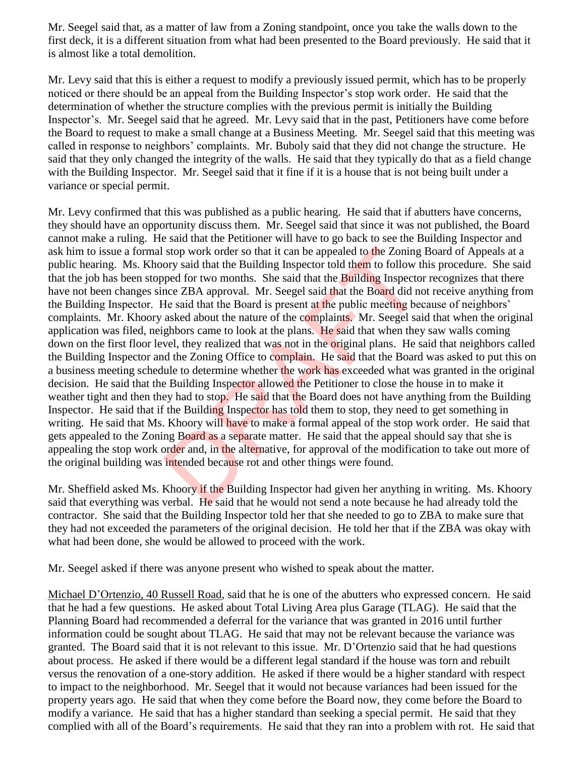Mr. Seegel said that, as a matter of law from a Zoning standpoint, once you take the walls down to the first deck, it is a different situation from what had been presented to the Board previously. He said that it is almost like a total demolition.

Mr. Levy said that this is either a request to modify a previously issued permit, which has to be properly noticed or there should be an appeal from the Building Inspector's stop work order. He said that the determination of whether the structure complies with the previous permit is initially the Building Inspector's. Mr. Seegel said that he agreed. Mr. Levy said that in the past, Petitioners have come before the Board to request to make a small change at a Business Meeting. Mr. Seegel said that this meeting was called in response to neighbors' complaints. Mr. Buboly said that they did not change the structure. He said that they only changed the integrity of the walls. He said that they typically do that as a field change with the Building Inspector. Mr. Seegel said that it fine if it is a house that is not being built under a variance or special permit.

Mr. Levy confirmed that this was published as a public hearing. He said that if abutters have concerns, they should have an opportunity discuss them. Mr. Seegel said that since it was not published, the Board cannot make a ruling. He said that the Petitioner will have to go back to see the Building Inspector and ask him to issue a formal stop work order so that it can be appealed to the Zoning Board of Appeals at a public hearing. Ms. Khoory said that the Building Inspector told them to follow this procedure. She said that the job has been stopped for two months. She said that the Building Inspector recognizes that there have not been changes since ZBA approval. Mr. Seegel said that the Board did not receive anything from the Building Inspector. He said that the Board is present at the public meeting because of neighbors' complaints. Mr. Khoory asked about the nature of the complaints. Mr. Seegel said that when the original application was filed, neighbors came to look at the plans. He said that when they saw walls coming down on the first floor level, they realized that was not in the original plans. He said that neighbors called the Building Inspector and the Zoning Office to complain. He said that the Board was asked to put this on a business meeting schedule to determine whether the work has exceeded what was granted in the original decision. He said that the Building Inspector allowed the Petitioner to close the house in to make it weather tight and then they had to stop. He said that the Board does not have anything from the Building Inspector. He said that if the Building Inspector has told them to stop, they need to get something in writing. He said that Ms. Khoory will have to make a formal appeal of the stop work order. He said that gets appealed to the Zoning Board as a separate matter. He said that the appeal should say that she is appealing the stop work order and, in the alternative, for approval of the modification to take out more of the original building was intended because rot and other things were found.

Mr. Sheffield asked Ms. Khoory if the Building Inspector had given her anything in writing. Ms. Khoory said that everything was verbal. He said that he would not send a note because he had already told the contractor. She said that the Building Inspector told her that she needed to go to ZBA to make sure that they had not exceeded the parameters of the original decision. He told her that if the ZBA was okay with what had been done, she would be allowed to proceed with the work.

Mr. Seegel asked if there was anyone present who wished to speak about the matter.

Michael D'Ortenzio, 40 Russell Road, said that he is one of the abutters who expressed concern. He said that he had a few questions. He asked about Total Living Area plus Garage (TLAG). He said that the Planning Board had recommended a deferral for the variance that was granted in 2016 until further information could be sought about TLAG. He said that may not be relevant because the variance was granted. The Board said that it is not relevant to this issue. Mr. D'Ortenzio said that he had questions about process. He asked if there would be a different legal standard if the house was torn and rebuilt versus the renovation of a one-story addition. He asked if there would be a higher standard with respect to impact to the neighborhood. Mr. Seegel that it would not because variances had been issued for the property years ago. He said that when they come before the Board now, they come before the Board to modify a variance. He said that has a higher standard than seeking a special permit. He said that they complied with all of the Board's requirements. He said that they ran into a problem with rot. He said that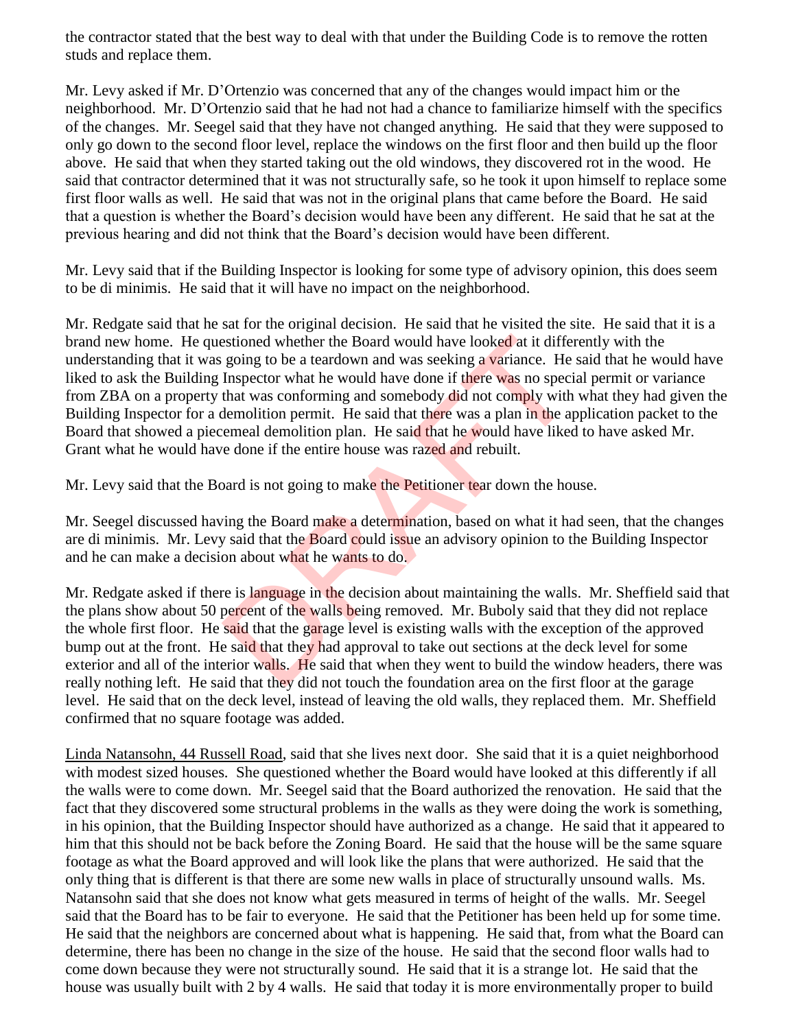the contractor stated that the best way to deal with that under the Building Code is to remove the rotten studs and replace them.

Mr. Levy asked if Mr. D'Ortenzio was concerned that any of the changes would impact him or the neighborhood. Mr. D'Ortenzio said that he had not had a chance to familiarize himself with the specifics of the changes. Mr. Seegel said that they have not changed anything. He said that they were supposed to only go down to the second floor level, replace the windows on the first floor and then build up the floor above. He said that when they started taking out the old windows, they discovered rot in the wood. He said that contractor determined that it was not structurally safe, so he took it upon himself to replace some first floor walls as well. He said that was not in the original plans that came before the Board. He said that a question is whether the Board's decision would have been any different. He said that he sat at the previous hearing and did not think that the Board's decision would have been different.

Mr. Levy said that if the Building Inspector is looking for some type of advisory opinion, this does seem to be di minimis. He said that it will have no impact on the neighborhood.

Mr. Redgate said that he sat for the original decision. He said that he visited the site. He said that it is a brand new home. He questioned whether the Board would have looked at it differently with the understanding that it was going to be a teardown and was seeking a variance. He said that he would have liked to ask the Building Inspector what he would have done if there was no special permit or variance from ZBA on a property that was conforming and somebody did not comply with what they had given the Building Inspector for a demolition permit. He said that there was a plan in the application packet to the Board that showed a piecemeal demolition plan. He said that he would have liked to have asked Mr. Grant what he would have done if the entire house was razed and rebuilt.

Mr. Levy said that the Board is not going to make the Petitioner tear down the house.

Mr. Seegel discussed having the Board make a determination, based on what it had seen, that the changes are di minimis. Mr. Levy said that the Board could issue an advisory opinion to the Building Inspector and he can make a decision about what he wants to do.

Mr. Redgate asked if there is language in the decision about maintaining the walls. Mr. Sheffield said that the plans show about 50 percent of the walls being removed. Mr. Buboly said that they did not replace the whole first floor. He said that the garage level is existing walls with the exception of the approved bump out at the front. He said that they had approval to take out sections at the deck level for some exterior and all of the interior walls. He said that when they went to build the window headers, there was really nothing left. He said that they did not touch the foundation area on the first floor at the garage level. He said that on the deck level, instead of leaving the old walls, they replaced them. Mr. Sheffield confirmed that no square footage was added.

Linda Natansohn, 44 Russell Road, said that she lives next door. She said that it is a quiet neighborhood with modest sized houses. She questioned whether the Board would have looked at this differently if all the walls were to come down. Mr. Seegel said that the Board authorized the renovation. He said that the fact that they discovered some structural problems in the walls as they were doing the work is something, in his opinion, that the Building Inspector should have authorized as a change. He said that it appeared to him that this should not be back before the Zoning Board. He said that the house will be the same square footage as what the Board approved and will look like the plans that were authorized. He said that the only thing that is different is that there are some new walls in place of structurally unsound walls. Ms. Natansohn said that she does not know what gets measured in terms of height of the walls. Mr. Seegel said that the Board has to be fair to everyone. He said that the Petitioner has been held up for some time. He said that the neighbors are concerned about what is happening. He said that, from what the Board can determine, there has been no change in the size of the house. He said that the second floor walls had to come down because they were not structurally sound. He said that it is a strange lot. He said that the house was usually built with 2 by 4 walls. He said that today it is more environmentally proper to build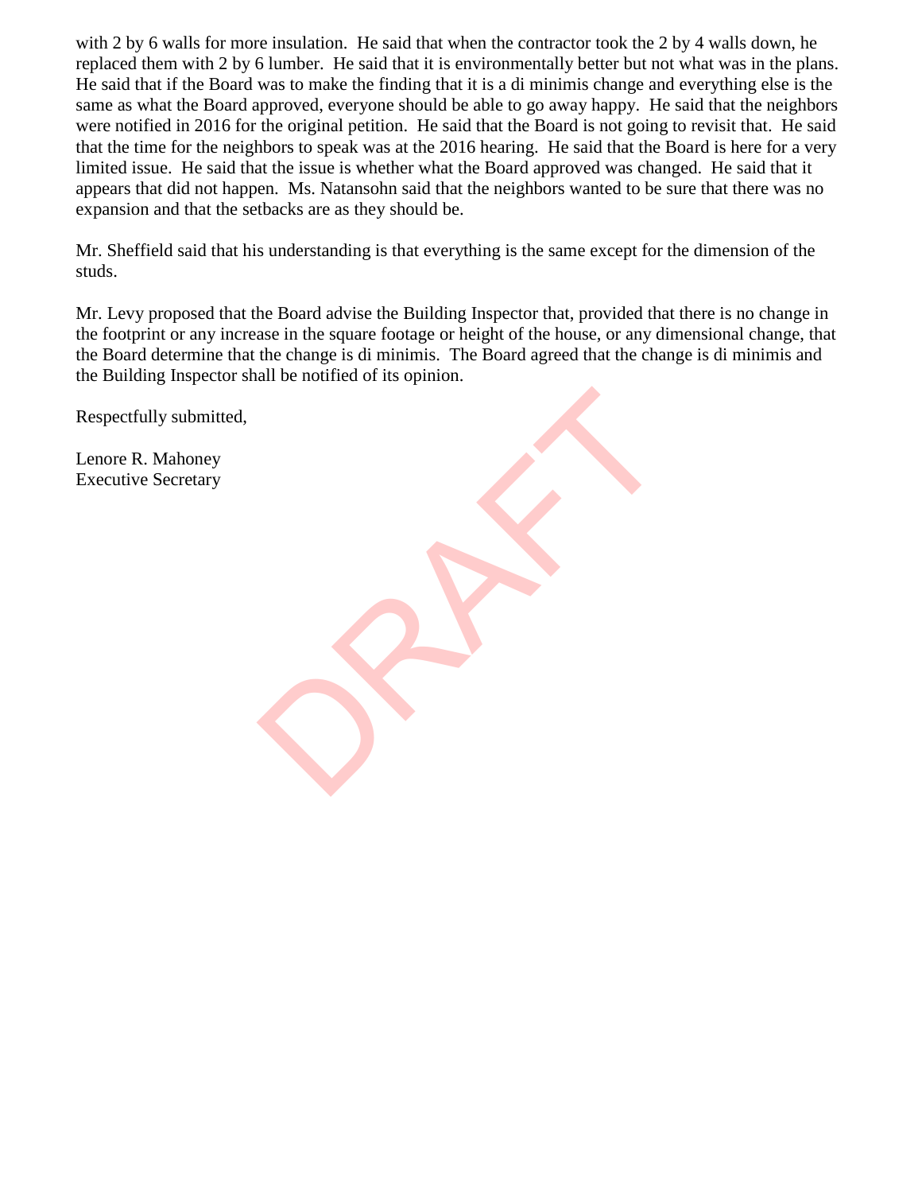with 2 by 6 walls for more insulation. He said that when the contractor took the 2 by 4 walls down, he replaced them with 2 by 6 lumber. He said that it is environmentally better but not what was in the plans. He said that if the Board was to make the finding that it is a di minimis change and everything else is the same as what the Board approved, everyone should be able to go away happy. He said that the neighbors were notified in 2016 for the original petition. He said that the Board is not going to revisit that. He said that the time for the neighbors to speak was at the 2016 hearing. He said that the Board is here for a very limited issue. He said that the issue is whether what the Board approved was changed. He said that it appears that did not happen. Ms. Natansohn said that the neighbors wanted to be sure that there was no expansion and that the setbacks are as they should be.

Mr. Sheffield said that his understanding is that everything is the same except for the dimension of the studs.

Mr. Levy proposed that the Board advise the Building Inspector that, provided that there is no change in the footprint or any increase in the square footage or height of the house, or any dimensional change, that the Board determine that the change is di minimis. The Board agreed that the change is di minimis and the Building Inspector shall be notified of its opinion.

Respectfully submitted,

Lenore R. Mahoney
Executive Secretary